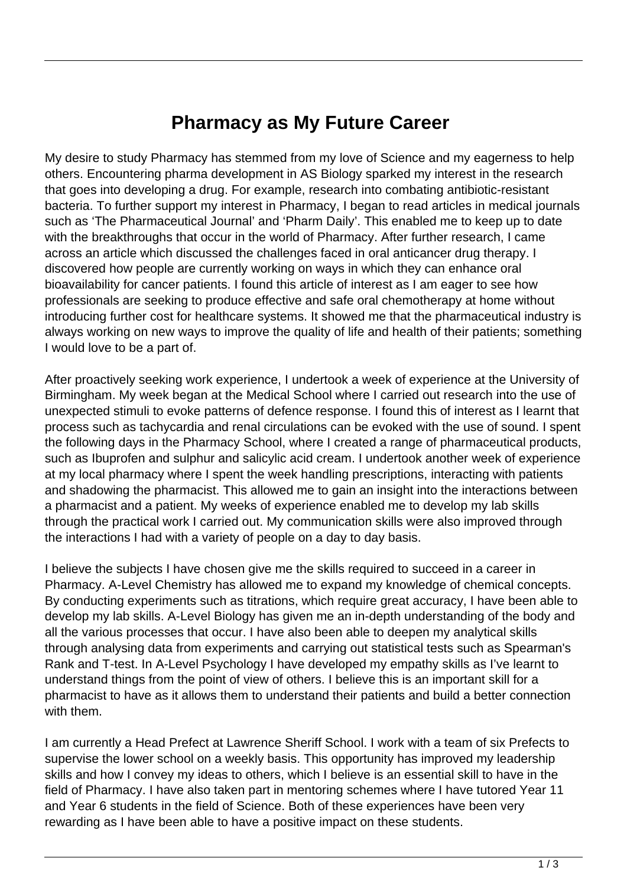# Pharmacy as My Future Career

My desire to study Pharmacy has stemmed from my love of Science and my eagerness to help others. Encountering pharma development in AS Biology sparked my interest in the research that goes into developing a drug. For example, research into combating antibiotic-resistant bacteria. To further support my interest in Pharmacy, I began to read articles in medical journals such as 'The Pharmaceutical Journal' and 'Pharm Daily'. This enabled me to keep up to date with the breakthroughs that occur in the world of Pharmacy. After further research, I came across an article which discussed the challenges faced in oral anticancer drug therapy. I discovered how people are currently working on ways in which they can enhance oral bioavailability for cancer patients. I found this article of interest as I am eager to see how professionals are seeking to produce effective and safe oral chemotherapy at home without introducing further cost for healthcare systems. It showed me that the pharmaceutical industry is always working on new ways to improve the quality of life and health of their patients; something I would love to be a part of.

After proactively seeking work experience, I undertook a week of experience at the University of Birmingham. My week began at the Medical School where I carried out research into the use of unexpected stimuli to evoke patterns of defence response. I found this of interest as I learnt that process such as tachycardia and renal circulations can be evoked with the use of sound. I spent the following days in the Pharmacy School, where I created a range of pharmaceutical products, such as Ibuprofen and sulphur and salicylic acid cream. I undertook another week of experience at my local pharmacy where I spent the week handling prescriptions, interacting with patients and shadowing the pharmacist. This allowed me to gain an insight into the interactions between a pharmacist and a patient. My weeks of experience enabled me to develop my lab skills through the practical work I carried out. My communication skills were also improved through the interactions I had with a variety of people on a day to day basis.

I believe the subjects I have chosen give me the skills required to succeed in a career in Pharmacy. A-Level Chemistry has allowed me to expand my knowledge of chemical concepts. By conducting experiments such as titrations, which require great accuracy, I have been able to develop my lab skills. A-Level Biology has given me an in-depth understanding of the body and all the various processes that occur. I have also been able to deepen my analytical skills through analysing data from experiments and carrying out statistical tests such as Spearman's Rank and T-test. In A-Level Psychology I have developed my empathy skills as I've learnt to understand things from the point of view of others. I believe this is an important skill for a pharmacist to have as it allows them to understand their patients and build a better connection with them.

I am currently a Head Prefect at Lawrence Sheriff School. I work with a team of six Prefects to supervise the lower school on a weekly basis. This opportunity has improved my leadership skills and how I convey my ideas to others, which I believe is an essential skill to have in the field of Pharmacy. I have also taken part in mentoring schemes where I have tutored Year 11 and Year 6 students in the field of Science. Both of these experiences have been very rewarding as I have been able to have a positive impact on these students.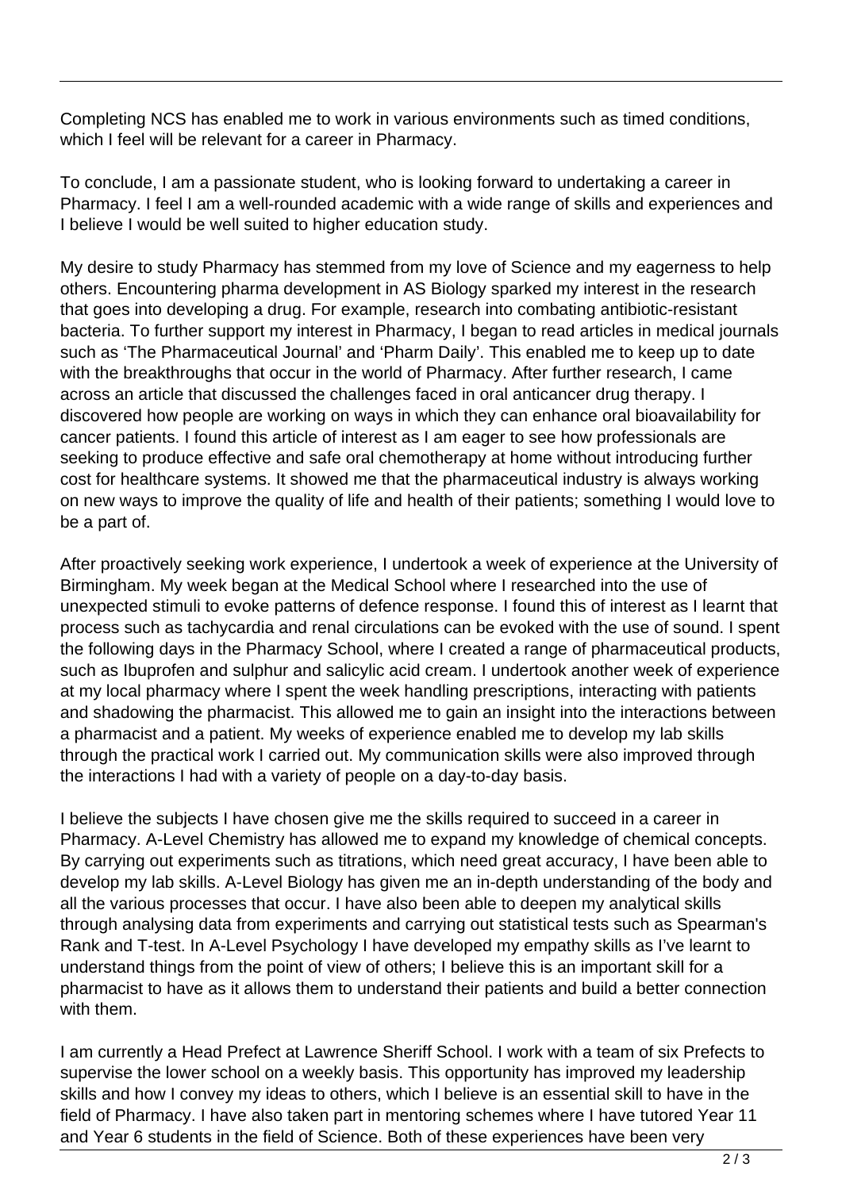Completing NCS has enabled me to work in various environments such as timed conditions, which I feel will be relevant for a career in Pharmacy.

To conclude, I am a passionate student, who is looking forward to undertaking a career in Pharmacy. I feel I am a well-rounded academic with a wide range of skills and experiences and I believe I would be well suited to higher education study.

My desire to study Pharmacy has stemmed from my love of Science and my eagerness to help others. Encountering pharma development in AS Biology sparked my interest in the research that goes into developing a drug. For example, research into combating antibiotic-resistant bacteria. To further support my interest in Pharmacy, I began to read articles in medical journals such as 'The Pharmaceutical Journal' and 'Pharm Daily'. This enabled me to keep up to date with the breakthroughs that occur in the world of Pharmacy. After further research, I came across an article that discussed the challenges faced in oral anticancer drug therapy. I discovered how people are working on ways in which they can enhance oral bioavailability for cancer patients. I found this article of interest as I am eager to see how professionals are seeking to produce effective and safe oral chemotherapy at home without introducing further cost for healthcare systems. It showed me that the pharmaceutical industry is always working on new ways to improve the quality of life and health of their patients; something I would love to be a part of.

After proactively seeking work experience, I undertook a week of experience at the University of Birmingham. My week began at the Medical School where I researched into the use of unexpected stimuli to evoke patterns of defence response. I found this of interest as I learnt that process such as tachycardia and renal circulations can be evoked with the use of sound. I spent the following days in the Pharmacy School, where I created a range of pharmaceutical products, such as Ibuprofen and sulphur and salicylic acid cream. I undertook another week of experience at my local pharmacy where I spent the week handling prescriptions, interacting with patients and shadowing the pharmacist. This allowed me to gain an insight into the interactions between a pharmacist and a patient. My weeks of experience enabled me to develop my lab skills through the practical work I carried out. My communication skills were also improved through the interactions I had with a variety of people on a day-to-day basis.

I believe the subjects I have chosen give me the skills required to succeed in a career in Pharmacy. A-Level Chemistry has allowed me to expand my knowledge of chemical concepts. By carrying out experiments such as titrations, which need great accuracy, I have been able to develop my lab skills. A-Level Biology has given me an in-depth understanding of the body and all the various processes that occur. I have also been able to deepen my analytical skills through analysing data from experiments and carrying out statistical tests such as Spearman's Rank and T-test. In A-Level Psychology I have developed my empathy skills as I've learnt to understand things from the point of view of others; I believe this is an important skill for a pharmacist to have as it allows them to understand their patients and build a better connection with them.

I am currently a Head Prefect at Lawrence Sheriff School. I work with a team of six Prefects to supervise the lower school on a weekly basis. This opportunity has improved my leadership skills and how I convey my ideas to others, which I believe is an essential skill to have in the field of Pharmacy. I have also taken part in mentoring schemes where I have tutored Year 11 and Year 6 students in the field of Science. Both of these experiences have been very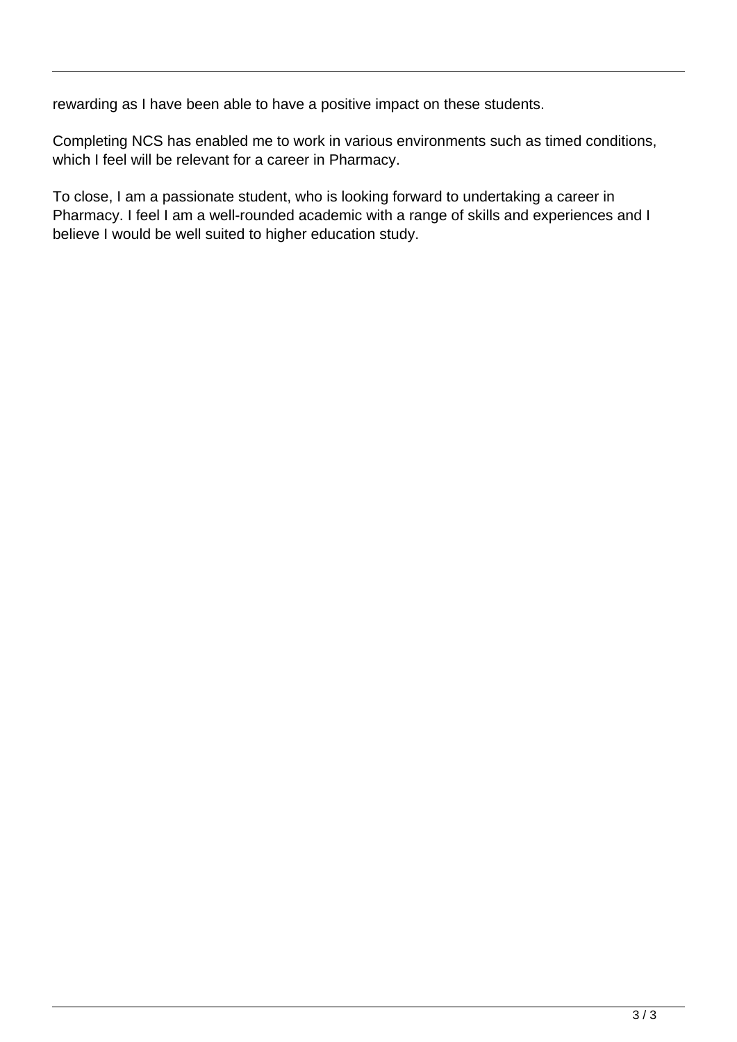rewarding as I have been able to have a positive impact on these students.

Completing NCS has enabled me to work in various environments such as timed conditions, which I feel will be relevant for a career in Pharmacy.

To close, I am a passionate student, who is looking forward to undertaking a career in Pharmacy. I feel I am a well-rounded academic with a range of skills and experiences and I believe I would be well suited to higher education study.